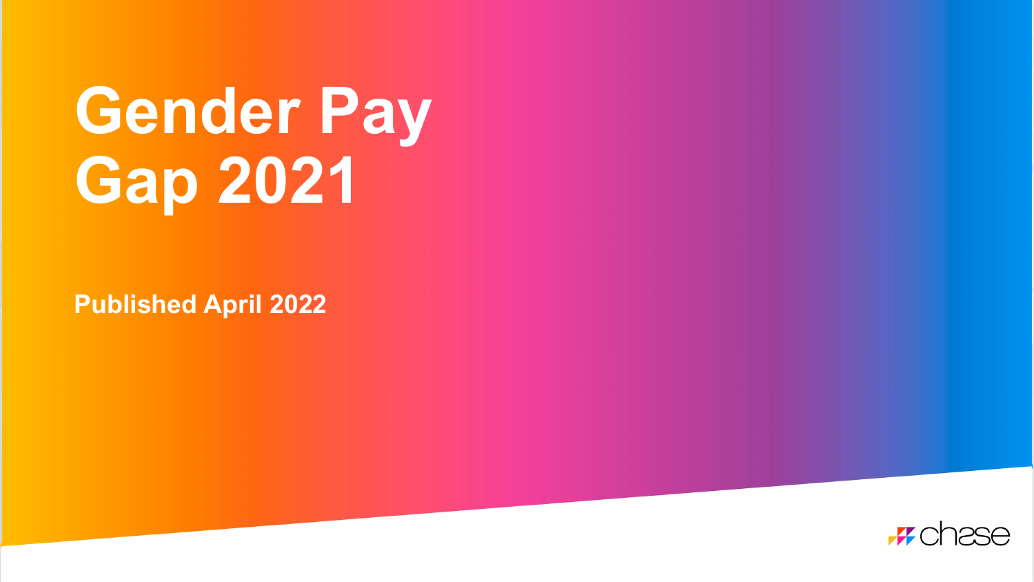# Gender Pay Gap 2021

**Published April 2022**

chase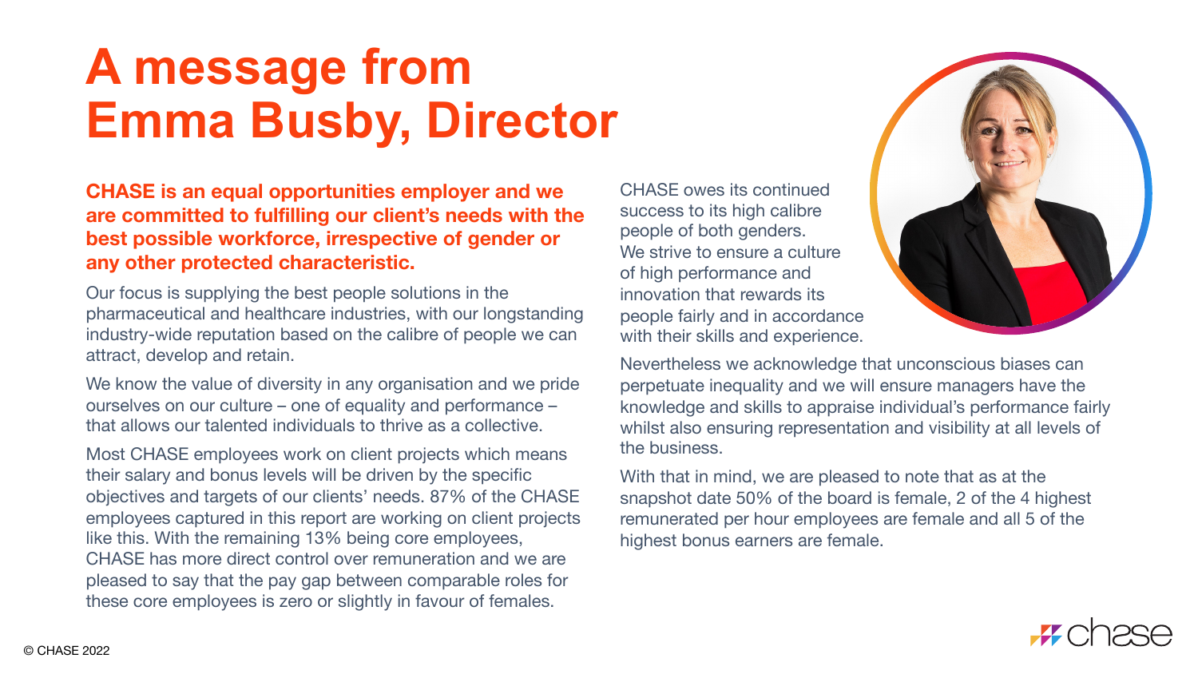# A message from Emma Busby, Director

**CHASE is an equal opportunities employer and we are committed to fulfilling our client's needs with the best possible workforce, irrespective of gender or any other protected characteristic.**

Our focus is supplying the best people solutions in the pharmaceutical and healthcare industries, with our longstanding industry-wide reputation based on the calibre of people we can attract, develop and retain.

We know the value of diversity in any organisation and we pride ourselves on our culture – one of equality and performance – that allows our talented individuals to thrive as a collective.

Most CHASE employees work on client projects which means their salary and bonus levels will be driven by the specific objectives and targets of our clients' needs. 87% of the CHASE employees captured in this report are working on client projects like this. With the remaining 13% being core employees, CHASE has more direct control over remuneration and we are pleased to say that the pay gap between comparable roles for these core employees is zero or slightly in favour of females.

CHASE owes its continued success to its high calibre people of both genders. We strive to ensure a culture of high performance and innovation that rewards its people fairly and in accordance with their skills and experience.

Nevertheless we acknowledge that unconscious biases can perpetuate inequality and we will ensure managers have the knowledge and skills to appraise individual's performance fairly whilst also ensuring representation and visibility at all levels of the business.

With that in mind, we are pleased to note that as at the snapshot date 50% of the board is female, 2 of the 4 highest remunerated per hour employees are female and all 5 of the highest bonus earners are female.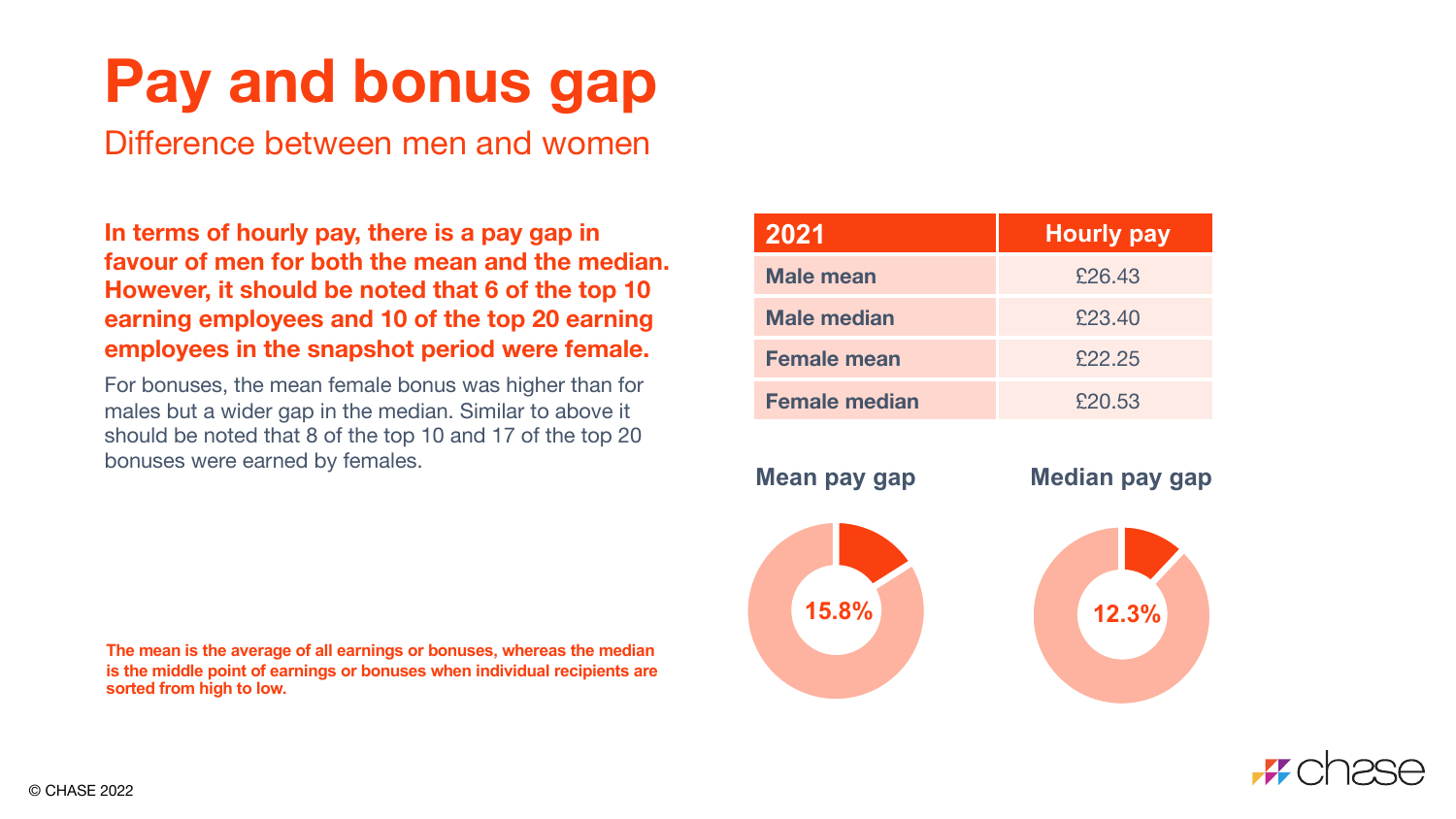# Pay and bonus gap

## Difference between men and women

**In terms of hourly pay, there is a pay gap in favour of men for both the mean and the median. However, it should be noted that 6 of the top 10 earning employees and 10 of the top 20 earning employees in the snapshot period were female.**

For bonuses, the mean female bonus was higher than for males but a wider gap in the median. Similar to above it should be noted that 8 of the top 10 and 17 of the top 20 bonuses were earned by females.

| 2021 | Hourly pay |
|---|---|
| Male mean | £26.43 |
| Male median | £23.40 |
| Female mean | £22.25 |
| Female median | £20.53 |

**Mean pay gap**

15.8%

**Median pay gap**

12.3%

**The mean is the average of all earnings or bonuses, whereas the median is the middle point of earnings or bonuses when individual recipients are sorted from high to low.**

© CHASE 2022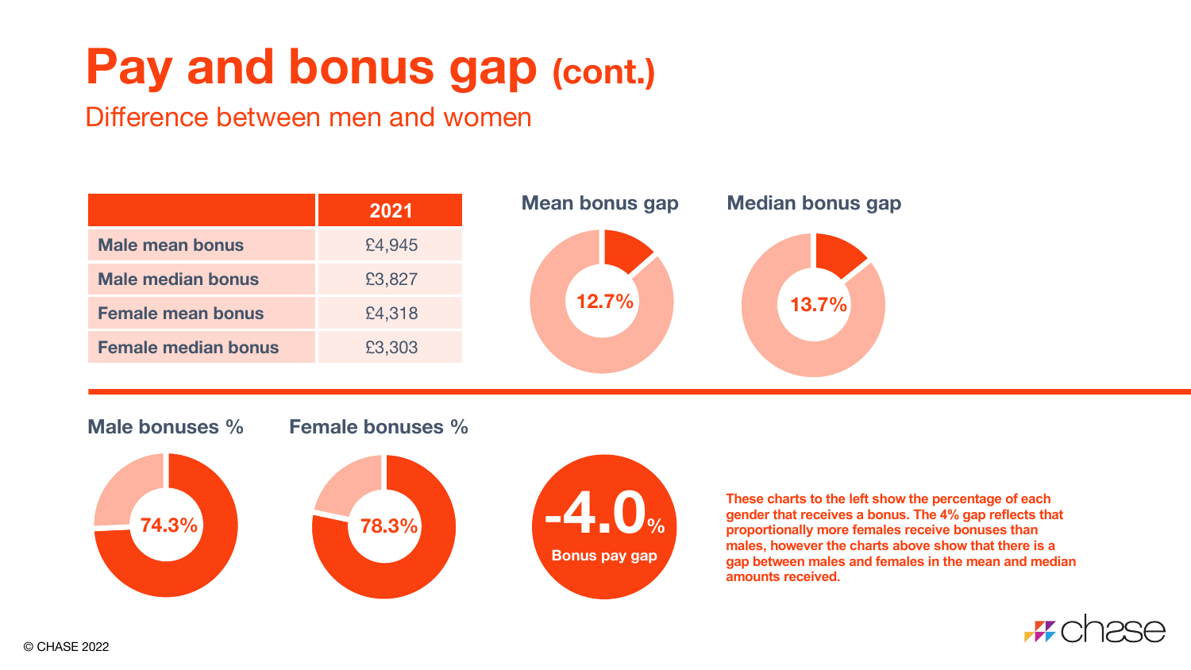# Pay and bonus gap (cont.)

Difference between men and women

| | 2021 |
|---|---|
| **Male mean bonus** | £4,945 |
| **Male median bonus** | £3,827 |
| **Female mean bonus** | £4,318 |
| **Female median bonus** | £3,303 |

**Mean bonus gap**

12.7%

**Median bonus gap**

13.7%

**Male bonuses %**

74.3%

**Female bonuses %**

78.3%

**-4.0%**

**Bonus pay gap**

**These charts to the left show the percentage of each gender that receives a bonus. The 4% gap reflects that proportionally more females receive bonuses than males, however the charts above show that there is a gap between males and females in the mean and median amounts received.**

© CHASE 2022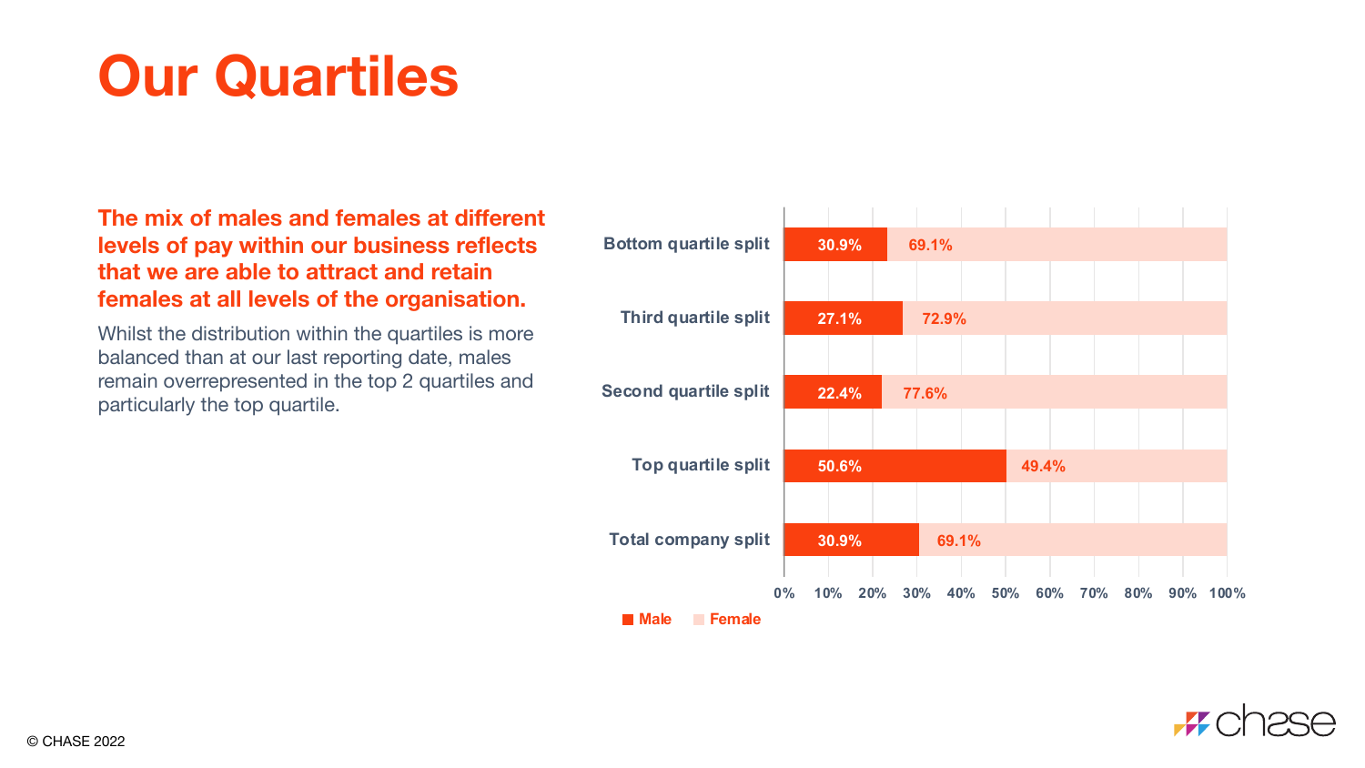# Our Quartiles

**The mix of males and females at different levels of pay within our business reflects that we are able to attract and retain females at all levels of the organisation.**

Whilst the distribution within the quartiles is more balanced than at our last reporting date, males remain overrepresented in the top 2 quartiles and particularly the top quartile.

| | Male | Female |
|---|---|---|
| Bottom quartile split | 30.9% | 69.1% |
| Third quartile split | 27.1% | 72.9% |
| Second quartile split | 22.4% | 77.6% |
| Top quartile split | 50.6% | 49.4% |
| Total company split | 30.9% | 69.1% |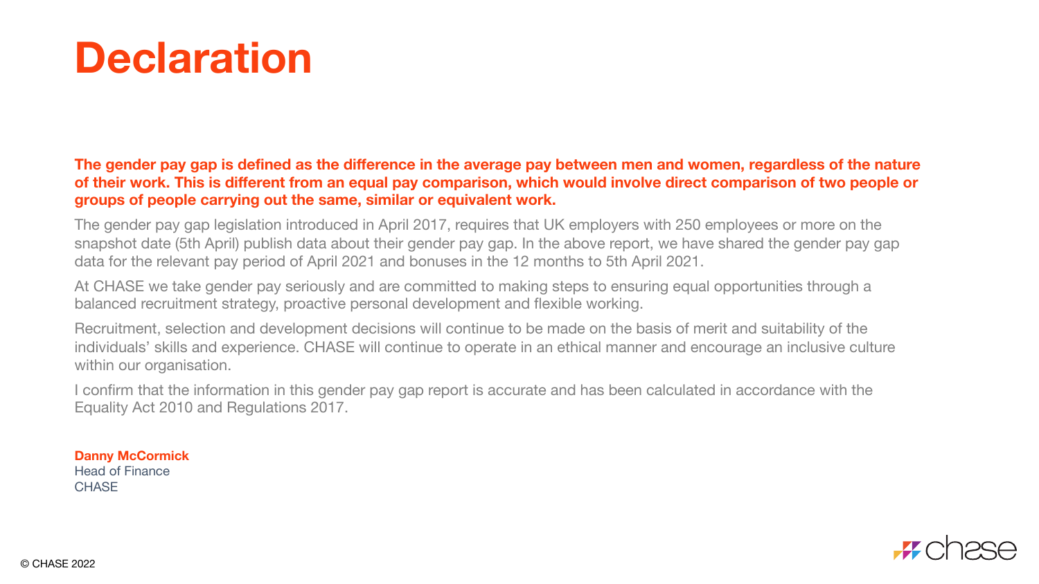# Declaration

**The gender pay gap is defined as the difference in the average pay between men and women, regardless of the nature of their work. This is different from an equal pay comparison, which would involve direct comparison of two people or groups of people carrying out the same, similar or equivalent work.**

The gender pay gap legislation introduced in April 2017, requires that UK employers with 250 employees or more on the snapshot date (5th April) publish data about their gender pay gap. In the above report, we have shared the gender pay gap data for the relevant pay period of April 2021 and bonuses in the 12 months to 5th April 2021.

At CHASE we take gender pay seriously and are committed to making steps to ensuring equal opportunities through a balanced recruitment strategy, proactive personal development and flexible working.

Recruitment, selection and development decisions will continue to be made on the basis of merit and suitability of the individuals' skills and experience. CHASE will continue to operate in an ethical manner and encourage an inclusive culture within our organisation.

I confirm that the information in this gender pay gap report is accurate and has been calculated in accordance with the Equality Act 2010 and Regulations 2017.

**Danny McCormick**
Head of Finance
CHASE

© CHASE 2022